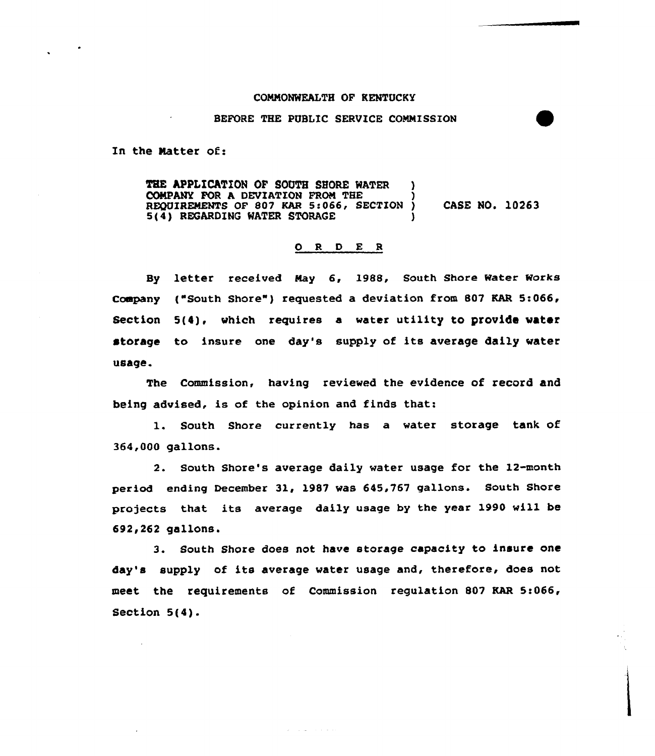COMMONWEALTH OF KENTUCKY

BEFORE THE PUBLIC SERVICE COMMISSION

In the Matter of:

THE APPLICATION OF SOUTH SHORE WATER COMPANY FOR A DEVIATION FROM THE REQUIREMENTS OF 807 KAR 5:066, SECTION 5(4) REGARDING WATER STORAGE ) CASE NO. 10263

## O R D E R

By letter received May 6, 1988, South Shore Water Works Company ("South Shore") requested a deviation from 807 KAR 5:066, Section 5(4), which requires a water utility to provide water storage to insure one day's supply of its average daily water usage.

The Commission, having reviewed the evidence of record and being advised, is of the opinion and finds that:

1. South Shore currently has a water storage tank of 364,000 gallons.

2. South Shore's average daily water usage for the 12-month period ending December 31, 1987 was 645,767 gallons. South Shore projects that its average daily usage by the year 1990 will be 692,262 gallons.

3. South Shore does not have storage capacity to insure one day's supply of its average water usage and, therefore, does not meet the requirements of Commission regulation 807 KAR 5:066, Section 5(4).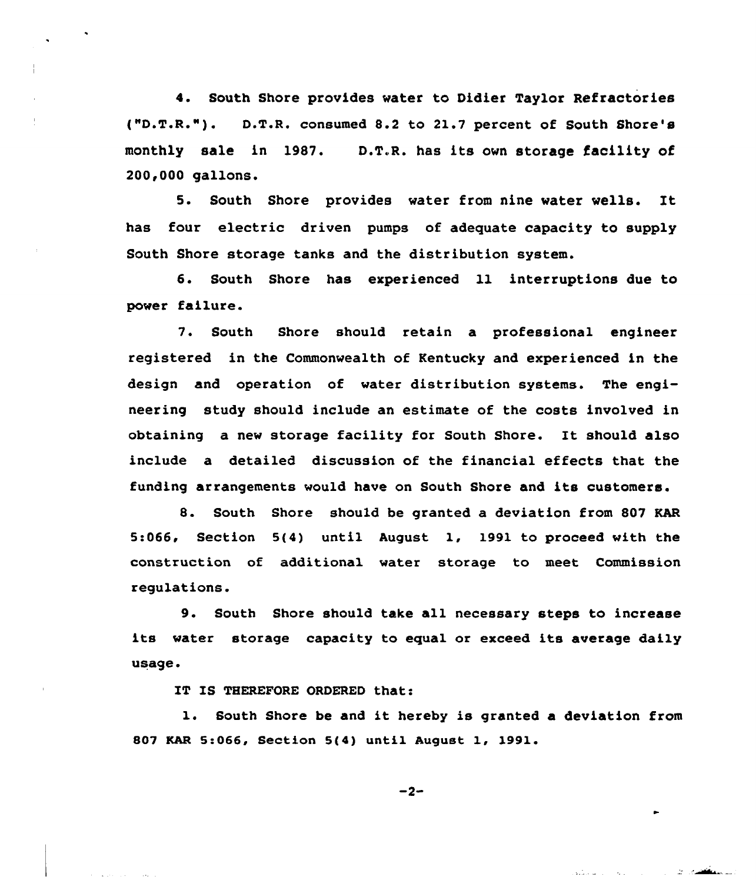4. South Shore provides water to Didier Taylor Refractories ("D.T.R."). D.T.R. consumed 8.2 to 21.7 percent of South Shore's monthly sale in 1987. D.T.R. has its own storage facility of 200,000 gallons.

5. South Shore provides water from nine water wells. It has four electric driven pumps of adequate capacity to supply South Shore storage tanks and the distribution system.

6. South Shore has experienced 11 interruptions due to power failure.

7. South Shore should retain a professional engineer registered in the Commonwealth of Kentucky and experienced in the design and operation of water distribution systems. The engineering study should include an estimate of the costs involved in obtaining a new storage facility for South Shore. It should also include a detailed discussion of the financial effects that the funding arrangements would have on South Shore and its customers.

8. South Shore should be granted a deviation from 807 KAR 5:066, Section 5(4) until August 1, 1991 to proceed with the construction of additional water storage to meet Commission regulations.

9. South Shore should take all necessary steps to increase its water storage capacity to equal or exceed its average daily usage.

IT IS THEREFORE ORDERED that:

1. South Shore be and it hereby is granted a deviation from 807 KAR 5:066, Section 5(4) until August 1, 1991.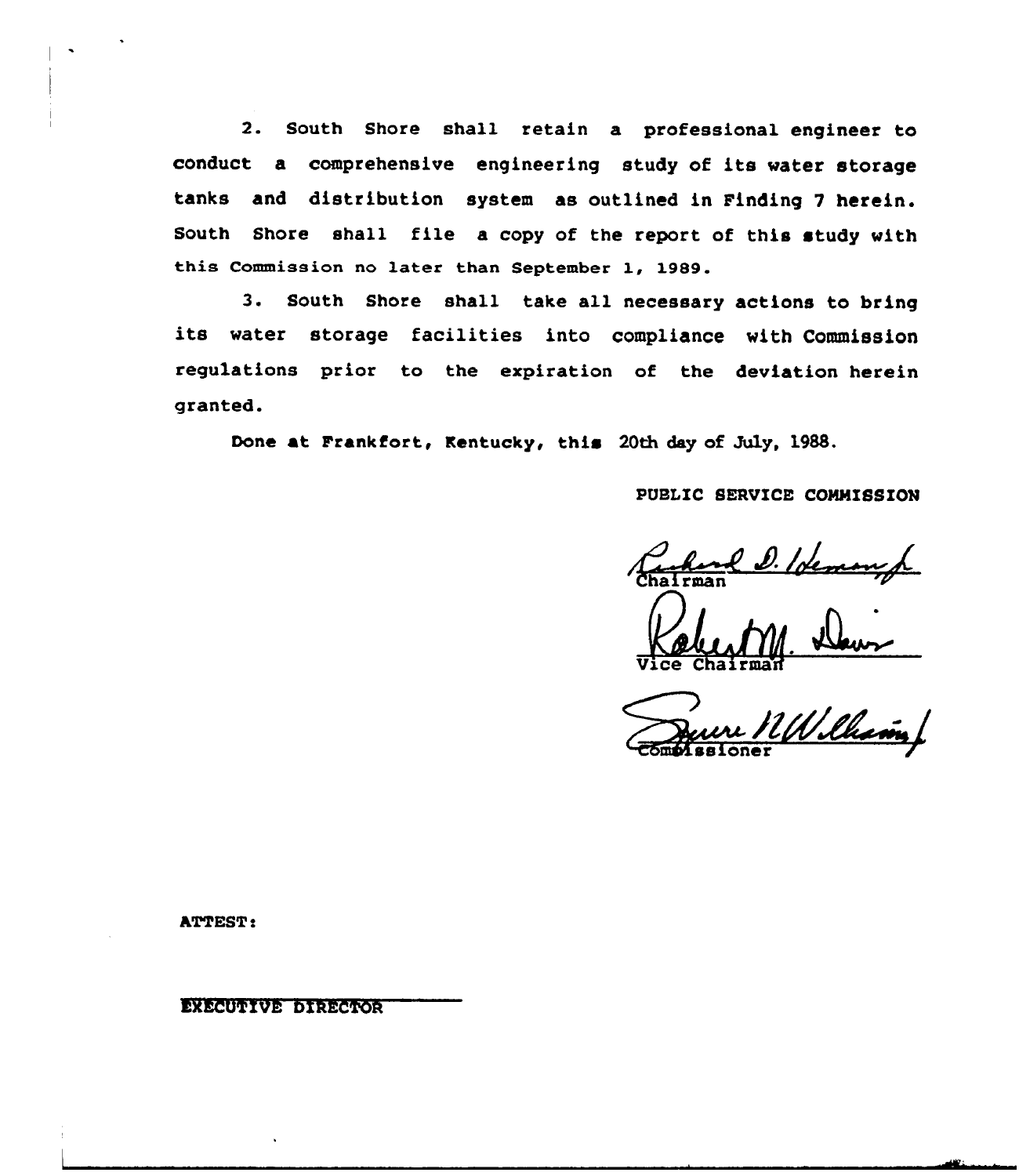2. South Shore shall retain a professional engineer to conduct a comprehensive engineering study of its water storage tanks and distribution system as outlined in Finding 7 herein. South Shore shall file a copy of the report of this study with this Commission no later than September 1, 1989.

3. South Shore shall take all necessary actions to bring its water storage facilities into compliance with Commission regulations prior to the expiration of the deviation herein granted.

Done at Frankfort, Kentucky, this 20th day of July, 1988.

PUBLIC SERVICE COMMISSION

Chairman

Vice Chairman

Commissioner

ATTEST:

EXECUTIVE DIRECTOR